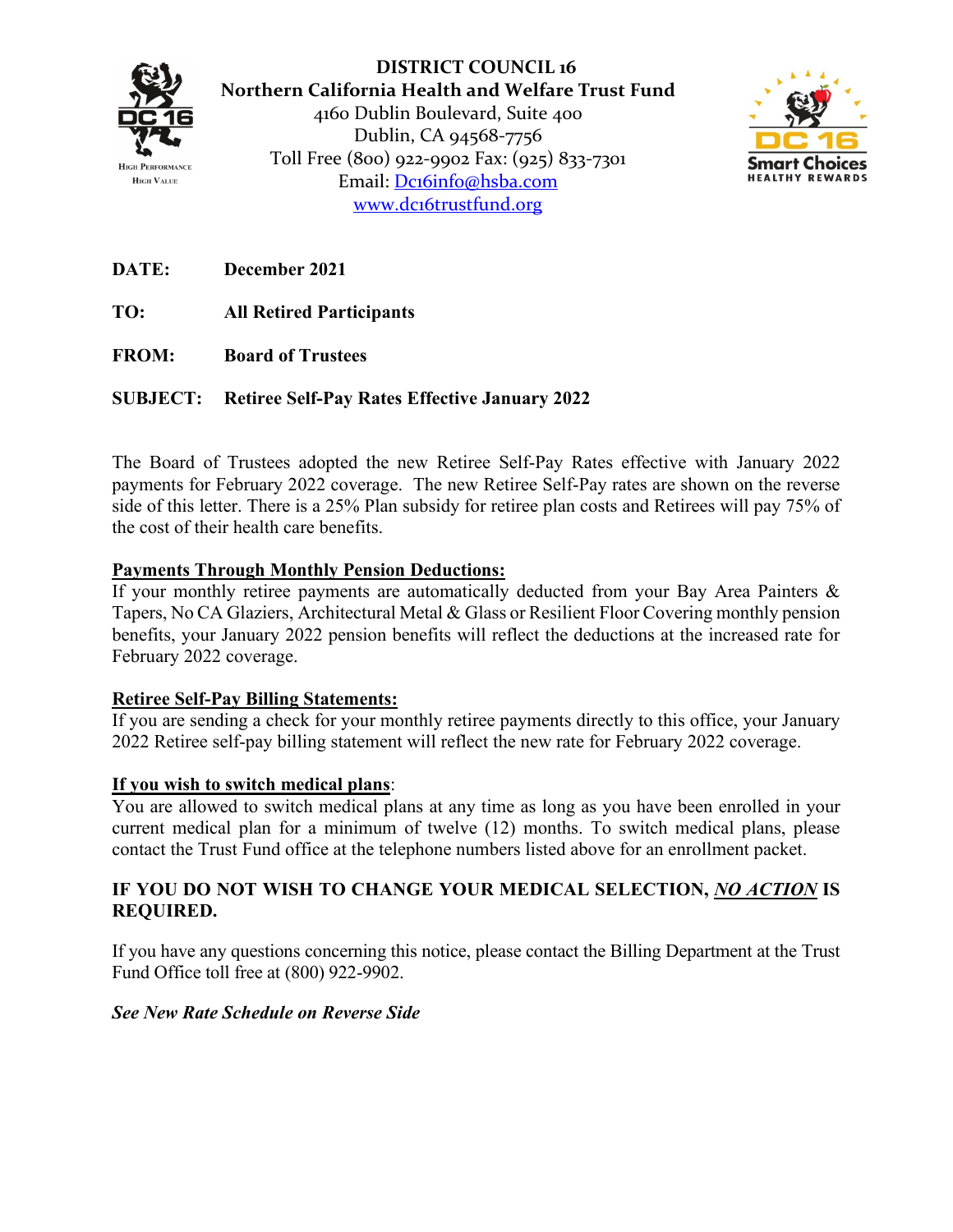**DISTRICT COUNCIL 16**
**Northern California Health and Welfare Trust Fund**
4160 Dublin Boulevard, Suite 400
Dublin, CA 94568-7756
Toll Free (800) 922-9902 Fax: (925) 833-7301
Email: Dc16info@hsba.com
www.dc16trustfund.org

**DATE:** **December 2021**

**TO:** **All Retired Participants**

**FROM:** **Board of Trustees**

**SUBJECT:** **Retiree Self-Pay Rates Effective January 2022**

The Board of Trustees adopted the new Retiree Self-Pay Rates effective with January 2022 payments for February 2022 coverage. The new Retiree Self-Pay rates are shown on the reverse side of this letter. There is a 25% Plan subsidy for retiree plan costs and Retirees will pay 75% of the cost of their health care benefits.

**Payments Through Monthly Pension Deductions:**

If your monthly retiree payments are automatically deducted from your Bay Area Painters & Tapers, No CA Glaziers, Architectural Metal & Glass or Resilient Floor Covering monthly pension benefits, your January 2022 pension benefits will reflect the deductions at the increased rate for February 2022 coverage.

**Retiree Self-Pay Billing Statements:**

If you are sending a check for your monthly retiree payments directly to this office, your January 2022 Retiree self-pay billing statement will reflect the new rate for February 2022 coverage.

**If you wish to switch medical plans**:

You are allowed to switch medical plans at any time as long as you have been enrolled in your current medical plan for a minimum of twelve (12) months. To switch medical plans, please contact the Trust Fund office at the telephone numbers listed above for an enrollment packet.

**IF YOU DO NOT WISH TO CHANGE YOUR MEDICAL SELECTION, *NO ACTION* IS REQUIRED.**

If you have any questions concerning this notice, please contact the Billing Department at the Trust Fund Office toll free at (800) 922-9902.

***See New Rate Schedule on Reverse Side***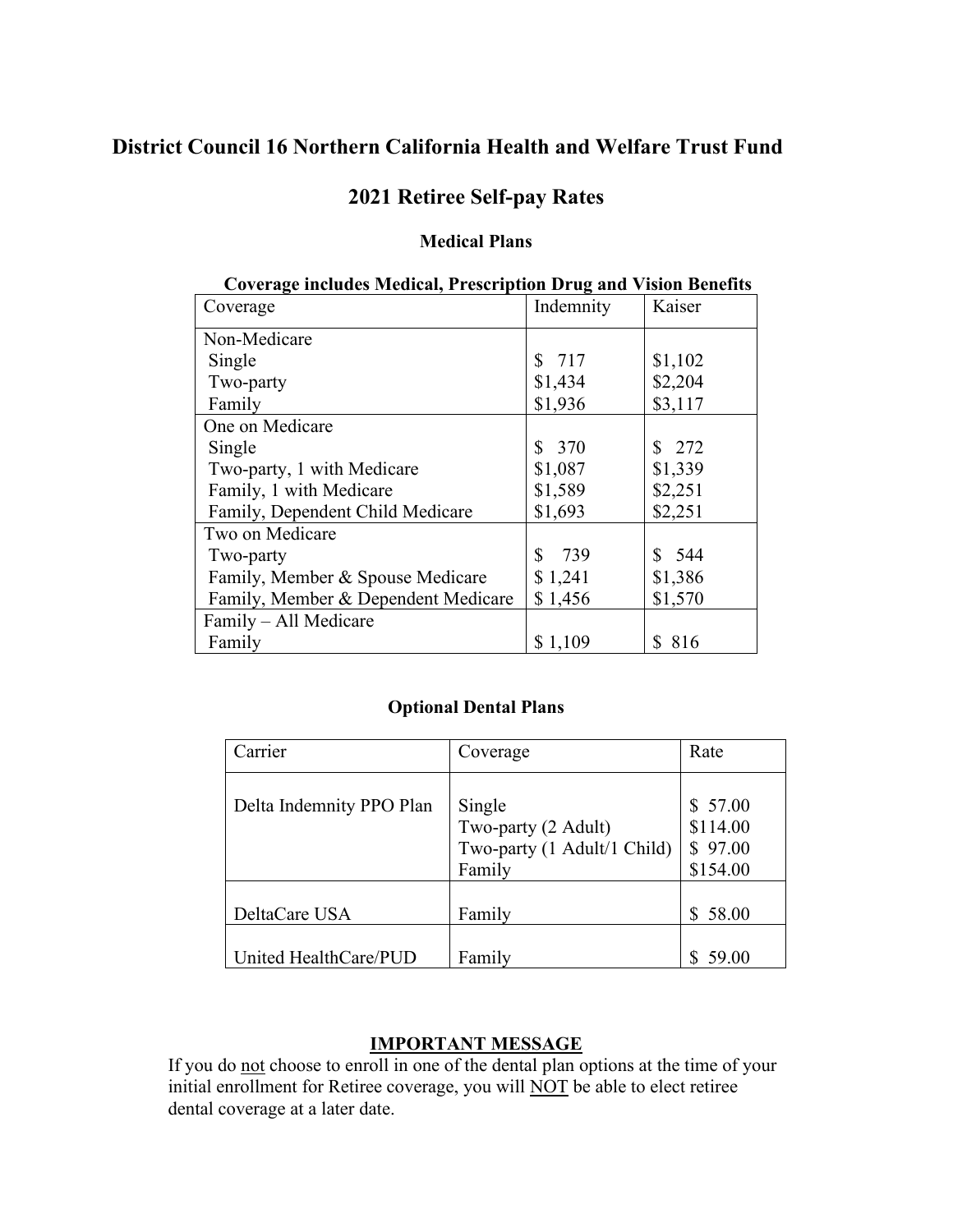# District Council 16 Northern California Health and Welfare Trust Fund

## 2021 Retiree Self-pay Rates

### Medical Plans

**Coverage includes Medical, Prescription Drug and Vision Benefits**

| Coverage | Indemnity | Kaiser |
|---|---|---|
| Non-Medicare | | |
| Single | $ 717 | $1,102 |
| Two-party | $1,434 | $2,204 |
| Family | $1,936 | $3,117 |
| One on Medicare | | |
| Single | $ 370 | $ 272 |
| Two-party, 1 with Medicare | $1,087 | $1,339 |
| Family, 1 with Medicare | $1,589 | $2,251 |
| Family, Dependent Child Medicare | $1,693 | $2,251 |
| Two on Medicare | | |
| Two-party | $ 739 | $ 544 |
| Family, Member & Spouse Medicare | $ 1,241 | $1,386 |
| Family, Member & Dependent Medicare | $ 1,456 | $1,570 |
| Family – All Medicare | | |
| Family | $ 1,109 | $ 816 |

### Optional Dental Plans

| Carrier | Coverage | Rate |
|---|---|---|
| Delta Indemnity PPO Plan | Single | $ 57.00 |
| | Two-party (2 Adult) | $114.00 |
| | Two-party (1 Adult/1 Child) | $ 97.00 |
| | Family | $154.00 |
| DeltaCare USA | Family | $ 58.00 |
| United HealthCare/PUD | Family | $ 59.00 |

**IMPORTANT MESSAGE**

If you do not choose to enroll in one of the dental plan options at the time of your initial enrollment for Retiree coverage, you will NOT be able to elect retiree dental coverage at a later date.